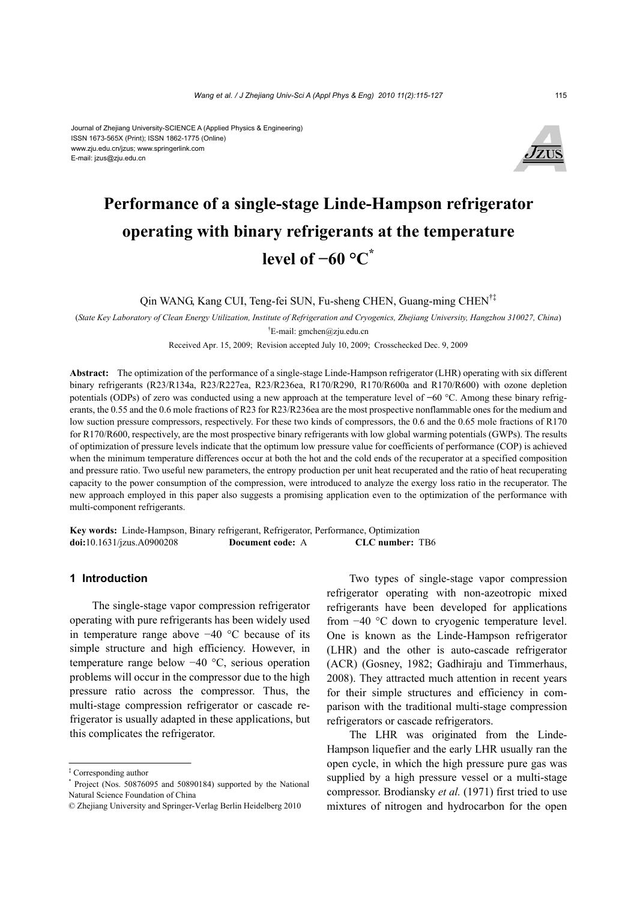Journal of Zhejiang University-SCIENCE A (Applied Physics & Engineering)
ISSN 1673-565X (Print); ISSN 1862-1775 (Online)
www.zju.edu.cn/jzus; www.springerlink.com
E-mail: jzus@zju.edu.cn

# Performance of a single-stage Linde-Hampson refrigerator operating with binary refrigerants at the temperature level of −60 °C*

Qin WANG, Kang CUI, Teng-fei SUN, Fu-sheng CHEN, Guang-ming CHEN†‡

(*State Key Laboratory of Clean Energy Utilization, Institute of Refrigeration and Cryogenics, Zhejiang University, Hangzhou 310027, China*)

†E-mail: gmchen@zju.edu.cn

Received Apr. 15, 2009; Revision accepted July 10, 2009; Crosschecked Dec. 9, 2009

**Abstract:** The optimization of the performance of a single-stage Linde-Hampson refrigerator (LHR) operating with six different binary refrigerants (R23/R134a, R23/R227ea, R23/R236ea, R170/R290, R170/R600a and R170/R600) with ozone depletion potentials (ODPs) of zero was conducted using a new approach at the temperature level of −60 °C. Among these binary refrigerants, the 0.55 and the 0.6 mole fractions of R23 for R23/R236ea are the most prospective nonflammable ones for the medium and low suction pressure compressors, respectively. For these two kinds of compressors, the 0.6 and the 0.65 mole fractions of R170 for R170/R600, respectively, are the most prospective binary refrigerants with low global warming potentials (GWPs). The results of optimization of pressure levels indicate that the optimum low pressure value for coefficients of performance (COP) is achieved when the minimum temperature differences occur at both the hot and the cold ends of the recuperator at a specified composition and pressure ratio. Two useful new parameters, the entropy production per unit heat recuperated and the ratio of heat recuperating capacity to the power consumption of the compression, were introduced to analyze the exergy loss ratio in the recuperator. The new approach employed in this paper also suggests a promising application even to the optimization of the performance with multi-component refrigerants.

**Key words:** Linde-Hampson, Binary refrigerant, Refrigerator, Performance, Optimization
**doi:**10.1631/jzus.A0900208 **Document code:** A **CLC number:** TB6

## 1 Introduction

The single-stage vapor compression refrigerator operating with pure refrigerants has been widely used in temperature range above −40 °C because of its simple structure and high efficiency. However, in temperature range below −40 °C, serious operation problems will occur in the compressor due to the high pressure ratio across the compressor. Thus, the multi-stage compression refrigerator or cascade refrigerator is usually adapted in these applications, but this complicates the refrigerator.

Two types of single-stage vapor compression refrigerator operating with non-azeotropic mixed refrigerants have been developed for applications from −40 °C down to cryogenic temperature level. One is known as the Linde-Hampson refrigerator (LHR) and the other is auto-cascade refrigerator (ACR) (Gosney, 1982; Gadhiraju and Timmerhaus, 2008). They attracted much attention in recent years for their simple structures and efficiency in comparison with the traditional multi-stage compression refrigerators or cascade refrigerators.

The LHR was originated from the Linde-Hampson liquefier and the early LHR usually ran the open cycle, in which the high pressure pure gas was supplied by a high pressure vessel or a multi-stage compressor. Brodiansky *et al.* (1971) first tried to use mixtures of nitrogen and hydrocarbon for the open

---

‡ Corresponding author

\* Project (Nos. 50876095 and 50890184) supported by the National Natural Science Foundation of China

© Zhejiang University and Springer-Verlag Berlin Heidelberg 2010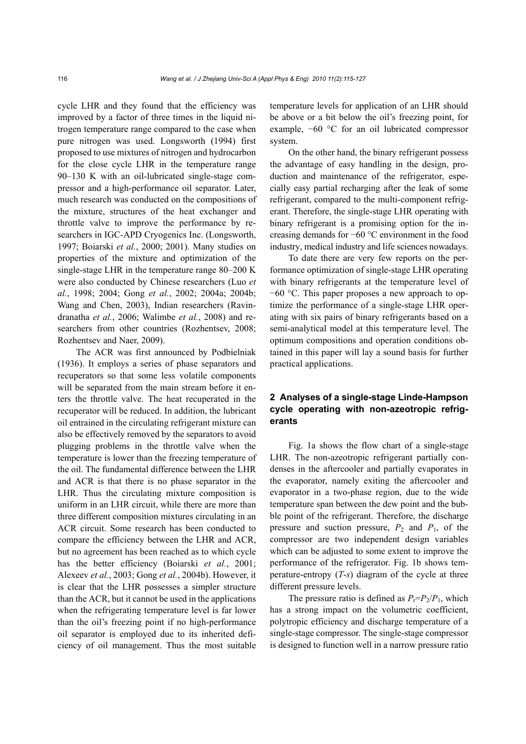cycle LHR and they found that the efficiency was improved by a factor of three times in the liquid nitrogen temperature range compared to the case when pure nitrogen was used. Longsworth (1994) first proposed to use mixtures of nitrogen and hydrocarbon for the close cycle LHR in the temperature range 90–130 K with an oil-lubricated single-stage compressor and a high-performance oil separator. Later, much research was conducted on the compositions of the mixture, structures of the heat exchanger and throttle valve to improve the performance by researchers in IGC-APD Cryogenics Inc. (Longsworth, 1997; Boiarski *et al.*, 2000; 2001). Many studies on properties of the mixture and optimization of the single-stage LHR in the temperature range 80–200 K were also conducted by Chinese researchers (Luo *et al.*, 1998; 2004; Gong *et al.*, 2002; 2004a; 2004b; Wang and Chen, 2003), Indian researchers (Ravindranatha *et al.*, 2006; Walimbe *et al.*, 2008) and researchers from other countries (Rozhentsev, 2008; Rozhentsev and Naer, 2009).

The ACR was first announced by Podbielniak (1936). It employs a series of phase separators and recuperators so that some less volatile components will be separated from the main stream before it enters the throttle valve. The heat recuperated in the recuperator will be reduced. In addition, the lubricant oil entrained in the circulating refrigerant mixture can also be effectively removed by the separators to avoid plugging problems in the throttle valve when the temperature is lower than the freezing temperature of the oil. The fundamental difference between the LHR and ACR is that there is no phase separator in the LHR. Thus the circulating mixture composition is uniform in an LHR circuit, while there are more than three different composition mixtures circulating in an ACR circuit. Some research has been conducted to compare the efficiency between the LHR and ACR, but no agreement has been reached as to which cycle has the better efficiency (Boiarski *et al.*, 2001; Alexeev *et al.*, 2003; Gong *et al.*, 2004b). However, it is clear that the LHR possesses a simpler structure than the ACR, but it cannot be used in the applications when the refrigerating temperature level is far lower than the oil's freezing point if no high-performance oil separator is employed due to its inherited deficiency of oil management. Thus the most suitable temperature levels for application of an LHR should be above or a bit below the oil's freezing point, for example, −60 °C for an oil lubricated compressor system.

On the other hand, the binary refrigerant possess the advantage of easy handling in the design, production and maintenance of the refrigerator, especially easy partial recharging after the leak of some refrigerant, compared to the multi-component refrigerant. Therefore, the single-stage LHR operating with binary refrigerant is a promising option for the increasing demands for −60 °C environment in the food industry, medical industry and life sciences nowadays.

To date there are very few reports on the performance optimization of single-stage LHR operating with binary refrigerants at the temperature level of −60 °C. This paper proposes a new approach to optimize the performance of a single-stage LHR operating with six pairs of binary refrigerants based on a semi-analytical model at this temperature level. The optimum compositions and operation conditions obtained in this paper will lay a sound basis for further practical applications.

## 2 Analyses of a single-stage Linde-Hampson cycle operating with non-azeotropic refrigerants

Fig. 1a shows the flow chart of a single-stage LHR. The non-azeotropic refrigerant partially condenses in the aftercooler and partially evaporates in the evaporator, namely exiting the aftercooler and evaporator in a two-phase region, due to the wide temperature span between the dew point and the bubble point of the refrigerant. Therefore, the discharge pressure and suction pressure, $P_2$ and $P_1$, of the compressor are two independent design variables which can be adjusted to some extent to improve the performance of the refrigerator. Fig. 1b shows temperature-entropy ($T$-$s$) diagram of the cycle at three different pressure levels.

The pressure ratio is defined as $P_r = P_2/P_1$, which has a strong impact on the volumetric coefficient, polytropic efficiency and discharge temperature of a single-stage compressor. The single-stage compressor is designed to function well in a narrow pressure ratio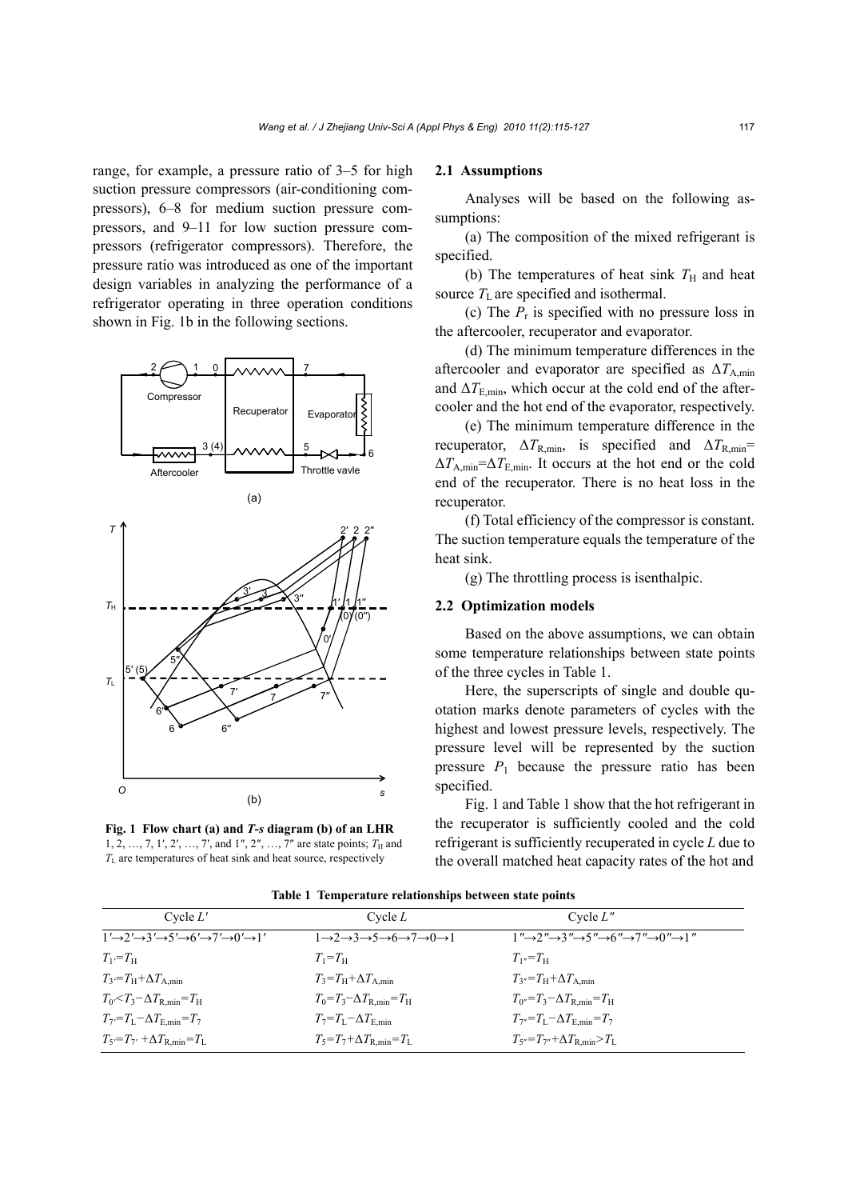range, for example, a pressure ratio of 3–5 for high suction pressure compressors (air-conditioning compressors), 6–8 for medium suction pressure compressors, and 9–11 for low suction pressure compressors (refrigerator compressors). Therefore, the pressure ratio was introduced as one of the important design variables in analyzing the performance of a refrigerator operating in three operation conditions shown in Fig. 1b in the following sections.

**Fig. 1 Flow chart (a) and *T-s* diagram (b) of an LHR**
1, 2, …, 7, 1′, 2′, …, 7′, and 1″, 2″, …, 7″ are state points; $T_H$ and $T_L$ are temperatures of heat sink and heat source, respectively

## 2.1 Assumptions

Analyses will be based on the following assumptions:

(a) The composition of the mixed refrigerant is specified.

(b) The temperatures of heat sink $T_H$ and heat source $T_L$ are specified and isothermal.

(c) The $P_r$ is specified with no pressure loss in the aftercooler, recuperator and evaporator.

(d) The minimum temperature differences in the aftercooler and evaporator are specified as $\Delta T_{A,min}$ and $\Delta T_{E,min}$, which occur at the cold end of the aftercooler and the hot end of the evaporator, respectively.

(e) The minimum temperature difference in the recuperator, $\Delta T_{R,min}$, is specified and $\Delta T_{R,min}=\Delta T_{A,min}=\Delta T_{E,min}$. It occurs at the hot end or the cold end of the recuperator. There is no heat loss in the recuperator.

(f) Total efficiency of the compressor is constant. The suction temperature equals the temperature of the heat sink.

(g) The throttling process is isenthalpic.

## 2.2 Optimization models

Based on the above assumptions, we can obtain some temperature relationships between state points of the three cycles in Table 1.

Here, the superscripts of single and double quotation marks denote parameters of cycles with the highest and lowest pressure levels, respectively. The pressure level will be represented by the suction pressure $P_1$ because the pressure ratio has been specified.

Fig. 1 and Table 1 show that the hot refrigerant in the recuperator is sufficiently cooled and the cold refrigerant is sufficiently recuperated in cycle $L$ due to the overall matched heat capacity rates of the hot and

**Table 1 Temperature relationships between state points**

| Cycle $L'$ | Cycle $L$ | Cycle $L''$ |
|---|---|---|
| $1'\to2'\to3'\to5'\to6'\to7'\to0'\to1'$ | $1\to2\to3\to5\to6\to7\to0\to1$ | $1''\to2''\to3''\to5''\to6''\to7''\to0''\to1''$ |
| $T_{1'}=T_H$ | $T_1=T_H$ | $T_{1''}=T_H$ |
| $T_{3'}=T_H+\Delta T_{A,min}$ | $T_3=T_H+\Delta T_{A,min}$ | $T_{3''}=T_H+\Delta T_{A,min}$ |
| $T_{0'}<T_3-\Delta T_{R,min}=T_H$ | $T_0=T_3-\Delta T_{R,min}=T_H$ | $T_{0''}=T_3-\Delta T_{R,min}=T_H$ |
| $T_{7'}=T_L-\Delta T_{E,min}=T_7$ | $T_7=T_L-\Delta T_{E,min}$ | $T_{7''}=T_L-\Delta T_{E,min}=T_7$ |
| $T_{5'}=T_{7'}+\Delta T_{R,min}=T_L$ | $T_5=T_7+\Delta T_{R,min}=T_L$ | $T_{5''}=T_{7''}+\Delta T_{R,min}>T_L$ |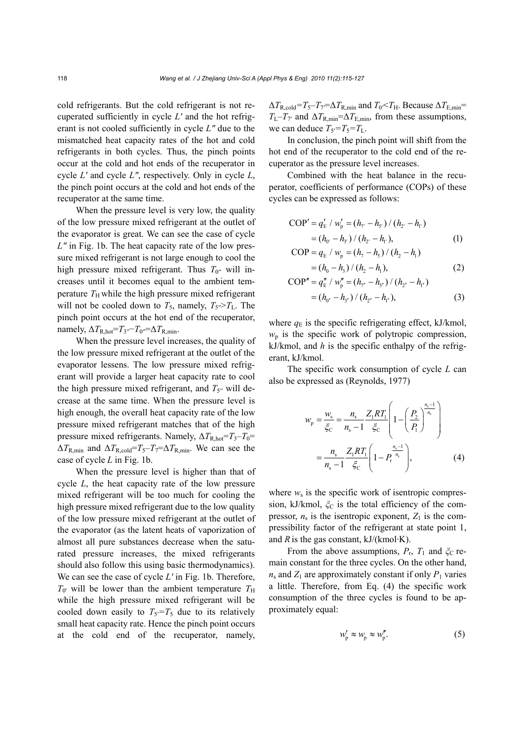cold refrigerants. But the cold refrigerant is not recuperated sufficiently in cycle $L'$ and the hot refrigerant is not cooled sufficiently in cycle $L''$ due to the mismatched heat capacity rates of the hot and cold refrigerants in both cycles. Thus, the pinch points occur at the cold and hot ends of the recuperator in cycle $L'$ and cycle $L''$, respectively. Only in cycle $L$, the pinch point occurs at the cold and hot ends of the recuperator at the same time.

When the pressure level is very low, the quality of the low pressure mixed refrigerant at the outlet of the evaporator is great. We can see the case of cycle $L''$ in Fig. 1b. The heat capacity rate of the low pressure mixed refrigerant is not large enough to cool the high pressure mixed refrigerant. Thus $T_{0''}$ will increases until it becomes equal to the ambient temperature $T_H$ while the high pressure mixed refrigerant will not be cooled down to $T_5$, namely, $T_{5''}>T_L$. The pinch point occurs at the hot end of the recuperator, namely, $\Delta T_{R,hot}=T_{3''}-T_{0''}=\Delta T_{R,min}$.

When the pressure level increases, the quality of the low pressure mixed refrigerant at the outlet of the evaporator lessens. The low pressure mixed refrigerant will provide a larger heat capacity rate to cool the high pressure mixed refrigerant, and $T_{5''}$ will decrease at the same time. When the pressure level is high enough, the overall heat capacity rate of the low pressure mixed refrigerant matches that of the high pressure mixed refrigerants. Namely, $\Delta T_{R,hot}=T_3-T_0=\Delta T_{R,min}$ and $\Delta T_{R,cold}=T_5-T_7=\Delta T_{R,min}$. We can see the case of cycle $L$ in Fig. 1b.

When the pressure level is higher than that of cycle $L$, the heat capacity rate of the low pressure mixed refrigerant will be too much for cooling the high pressure mixed refrigerant due to the low quality of the low pressure mixed refrigerant at the outlet of the evaporator (as the latent heats of vaporization of almost all pure substances decrease when the saturated pressure increases, the mixed refrigerants should also follow this using basic thermodynamics). We can see the case of cycle $L'$ in Fig. 1b. Therefore, $T_{0'}$ will be lower than the ambient temperature $T_H$ while the high pressure mixed refrigerant will be cooled down easily to $T_{5'}=T_5$ due to its relatively small heat capacity rate. Hence the pinch point occurs at the cold end of the recuperator, namely, $\Delta T_{R,cold}=T_5-T_{7'}=\Delta T_{R,min}$ and $T_{0'}<T_H$. Because $\Delta T_{E,min}=T_L-T_{7'}$ and $\Delta T_{R,min}=\Delta T_{E,min}$, from these assumptions, we can deduce $T_{5'}=T_5=T_L$.

In conclusion, the pinch point will shift from the hot end of the recuperator to the cold end of the recuperator as the pressure level increases.

Combined with the heat balance in the recuperator, coefficients of performance (COPs) of these cycles can be expressed as follows:

$$\mathrm{COP}' = q'_E / w'_p = (h_{7'} - h_{5'}) / (h_{2'} - h_{1'}) = (h_{0'} - h_{3'}) / (h_{2'} - h_{1'}), \tag{1}$$

$$\mathrm{COP} = q_E / w_p = (h_7 - h_5) / (h_2 - h_1) = (h_0 - h_3) / (h_2 - h_1), \tag{2}$$

$$\mathrm{COP}'' = q''_E / w''_p = (h_{7''} - h_{5''}) / (h_{2''} - h_{1''}) = (h_{0''} - h_{3''}) / (h_{2''} - h_{1''}), \tag{3}$$

where $q_E$ is the specific refrigerating effect, kJ/kmol, $w_p$ is the specific work of polytropic compression, kJ/kmol, and $h$ is the specific enthalpy of the refrigerant, kJ/kmol.

The specific work consumption of cycle $L$ can also be expressed as (Reynolds, 1977)

$$w_p = \frac{w_s}{\xi_C} = \frac{n_s}{n_s - 1}\frac{Z_1 R T_1}{\xi_C}\left(1 - \left(\frac{P_2}{P_1}\right)^{\frac{n_s-1}{n_s}}\right) = \frac{n_s}{n_s - 1}\frac{Z_1 R T_1}{\xi_C}\left(1 - P_r^{\frac{n_s-1}{n_s}}\right), \tag{4}$$

where $w_s$ is the specific work of isentropic compression, kJ/kmol, $\xi_C$ is the total efficiency of the compressor, $n_s$ is the isentropic exponent, $Z_1$ is the compressibility factor of the refrigerant at state point 1, and $R$ is the gas constant, kJ/(kmol·K).

From the above assumptions, $P_r$, $T_1$ and $\xi_C$ remain constant for the three cycles. On the other hand, $n_s$ and $Z_1$ are approximately constant if only $P_1$ varies a little. Therefore, from Eq. (4) the specific work consumption of the three cycles is found to be approximately equal:

$$w'_p \approx w_p \approx w''_p. \tag{5}$$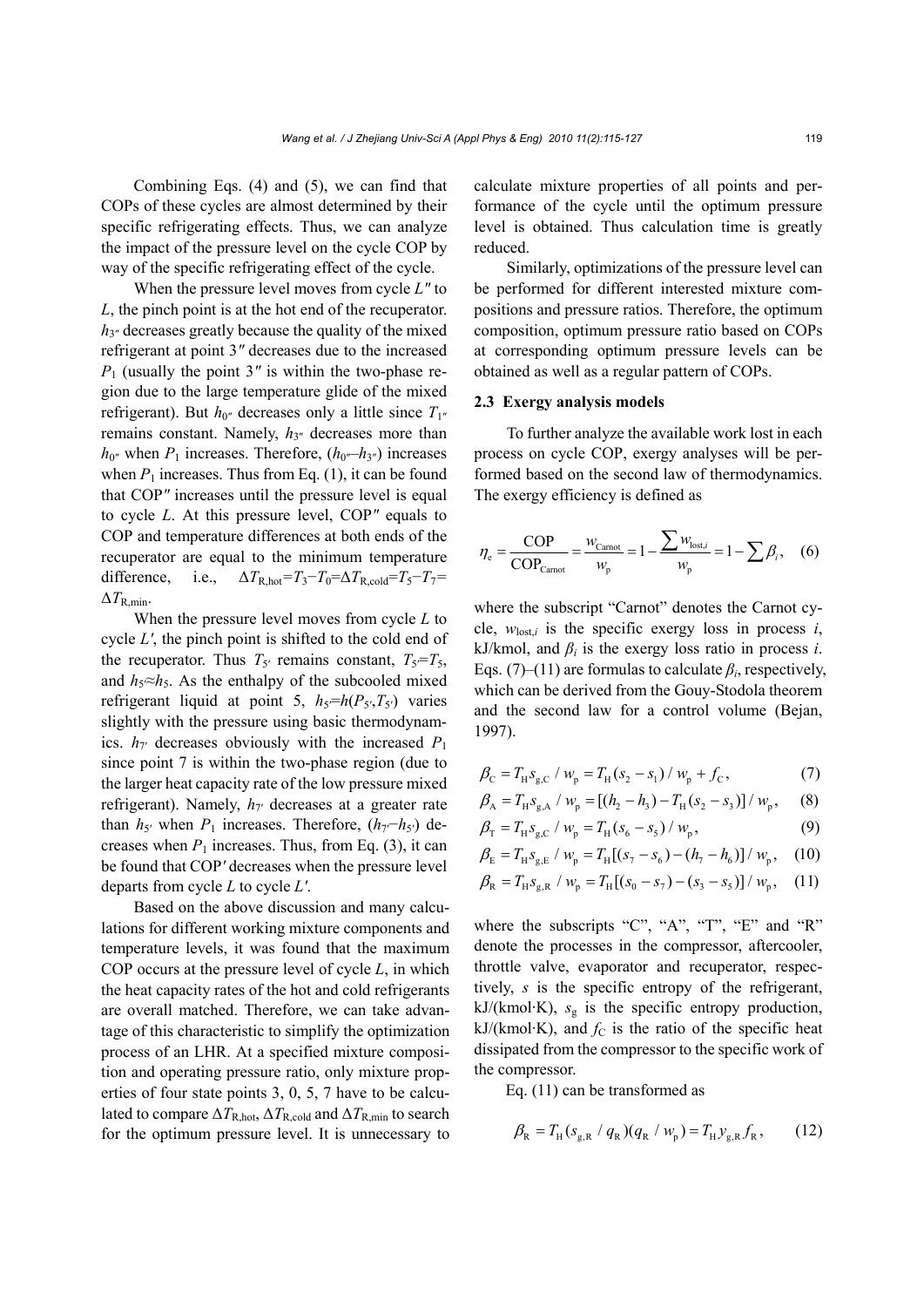Combining Eqs. (4) and (5), we can find that COPs of these cycles are almost determined by their specific refrigerating effects. Thus, we can analyze the impact of the pressure level on the cycle COP by way of the specific refrigerating effect of the cycle.

When the pressure level moves from cycle $L''$ to $L$, the pinch point is at the hot end of the recuperator. $h_{3''}$ decreases greatly because the quality of the mixed refrigerant at point $3''$ decreases due to the increased $P_1$ (usually the point $3''$ is within the two-phase region due to the large temperature glide of the mixed refrigerant). But $h_{0''}$ decreases only a little since $T_{1''}$ remains constant. Namely, $h_{3''}$ decreases more than $h_{0''}$ when $P_1$ increases. Therefore, $(h_{0''}-h_{3''})$ increases when $P_1$ increases. Thus from Eq. (1), it can be found that COP$''$ increases until the pressure level is equal to cycle $L$. At this pressure level, COP$''$ equals to COP and temperature differences at both ends of the recuperator are equal to the minimum temperature difference, i.e., $\Delta T_{\mathrm{R,hot}}=T_3-T_0=\Delta T_{\mathrm{R,cold}}=T_5-T_7=\Delta T_{\mathrm{R,min}}$.

When the pressure level moves from cycle $L$ to cycle $L'$, the pinch point is shifted to the cold end of the recuperator. Thus $T_{5'}$ remains constant, $T_{5'}=T_5$, and $h_{5'}\approx h_5$. As the enthalpy of the subcooled mixed refrigerant liquid at point 5, $h_{5'}=h(P_{5'},T_{5'})$ varies slightly with the pressure using basic thermodynamics. $h_{7'}$ decreases obviously with the increased $P_1$ since point 7 is within the two-phase region (due to the larger heat capacity rate of the low pressure mixed refrigerant). Namely, $h_{7'}$ decreases at a greater rate than $h_{5'}$ when $P_1$ increases. Therefore, $(h_{7'}-h_{5'})$ decreases when $P_1$ increases. Thus, from Eq. (3), it can be found that COP$'$ decreases when the pressure level departs from cycle $L$ to cycle $L'$.

Based on the above discussion and many calculations for different working mixture components and temperature levels, it was found that the maximum COP occurs at the pressure level of cycle $L$, in which the heat capacity rates of the hot and cold refrigerants are overall matched. Therefore, we can take advantage of this characteristic to simplify the optimization process of an LHR. At a specified mixture composition and operating pressure ratio, only mixture properties of four state points 3, 0, 5, 7 have to be calculated to compare $\Delta T_{\mathrm{R,hot}}$, $\Delta T_{\mathrm{R,cold}}$ and $\Delta T_{\mathrm{R,min}}$ to search for the optimum pressure level. It is unnecessary to calculate mixture properties of all points and performance of the cycle until the optimum pressure level is obtained. Thus calculation time is greatly reduced.

Similarly, optimizations of the pressure level can be performed for different interested mixture compositions and pressure ratios. Therefore, the optimum composition, optimum pressure ratio based on COPs at corresponding optimum pressure levels can be obtained as well as a regular pattern of COPs.

### 2.3 Exergy analysis models

To further analyze the available work lost in each process on cycle COP, exergy analyses will be performed based on the second law of thermodynamics. The exergy efficiency is defined as

$$\eta_{\mathrm{e}}=\frac{\mathrm{COP}}{\mathrm{COP}_{\mathrm{Carnot}}}=\frac{w_{\mathrm{Carnot}}}{w_{\mathrm{p}}}=1-\frac{\sum w_{\mathrm{lost},i}}{w_{\mathrm{p}}}=1-\sum\beta_i, \tag{6}$$

where the subscript "Carnot" denotes the Carnot cycle, $w_{\mathrm{lost},i}$ is the specific exergy loss in process $i$, kJ/kmol, and $\beta_i$ is the exergy loss ratio in process $i$. Eqs. (7)–(11) are formulas to calculate $\beta_i$, respectively, which can be derived from the Gouy-Stodola theorem and the second law for a control volume (Bejan, 1997).

$$\beta_{\mathrm{C}}=T_{\mathrm{H}}s_{\mathrm{g,C}}/w_{\mathrm{p}}=T_{\mathrm{H}}(s_2-s_1)/w_{\mathrm{p}}+f_{\mathrm{C}}, \tag{7}$$

$$\beta_{\mathrm{A}}=T_{\mathrm{H}}s_{\mathrm{g,A}}/w_{\mathrm{p}}=[(h_2-h_3)-T_{\mathrm{H}}(s_2-s_3)]/w_{\mathrm{p}}, \tag{8}$$

$$\beta_{\mathrm{T}}=T_{\mathrm{H}}s_{\mathrm{g,C}}/w_{\mathrm{p}}=T_{\mathrm{H}}(s_6-s_5)/w_{\mathrm{p}}, \tag{9}$$

$$\beta_{\mathrm{E}}=T_{\mathrm{H}}s_{\mathrm{g,E}}/w_{\mathrm{p}}=T_{\mathrm{H}}[(s_7-s_6)-(h_7-h_6)]/w_{\mathrm{p}}, \tag{10}$$

$$\beta_{\mathrm{R}}=T_{\mathrm{H}}s_{\mathrm{g,R}}/w_{\mathrm{p}}=T_{\mathrm{H}}[(s_0-s_7)-(s_3-s_5)]/w_{\mathrm{p}}, \tag{11}$$

where the subscripts "C", "A", "T", "E" and "R" denote the processes in the compressor, aftercooler, throttle valve, evaporator and recuperator, respectively, $s$ is the specific entropy of the refrigerant, kJ/(kmol·K), $s_{\mathrm{g}}$ is the specific entropy production, kJ/(kmol·K), and $f_{\mathrm{C}}$ is the ratio of the specific heat dissipated from the compressor to the specific work of the compressor.

Eq. (11) can be transformed as

$$\beta_{\mathrm{R}}=T_{\mathrm{H}}(s_{\mathrm{g,R}}/q_{\mathrm{R}})(q_{\mathrm{R}}/w_{\mathrm{p}})=T_{\mathrm{H}}y_{\mathrm{g,R}}f_{\mathrm{R}}, \tag{12}$$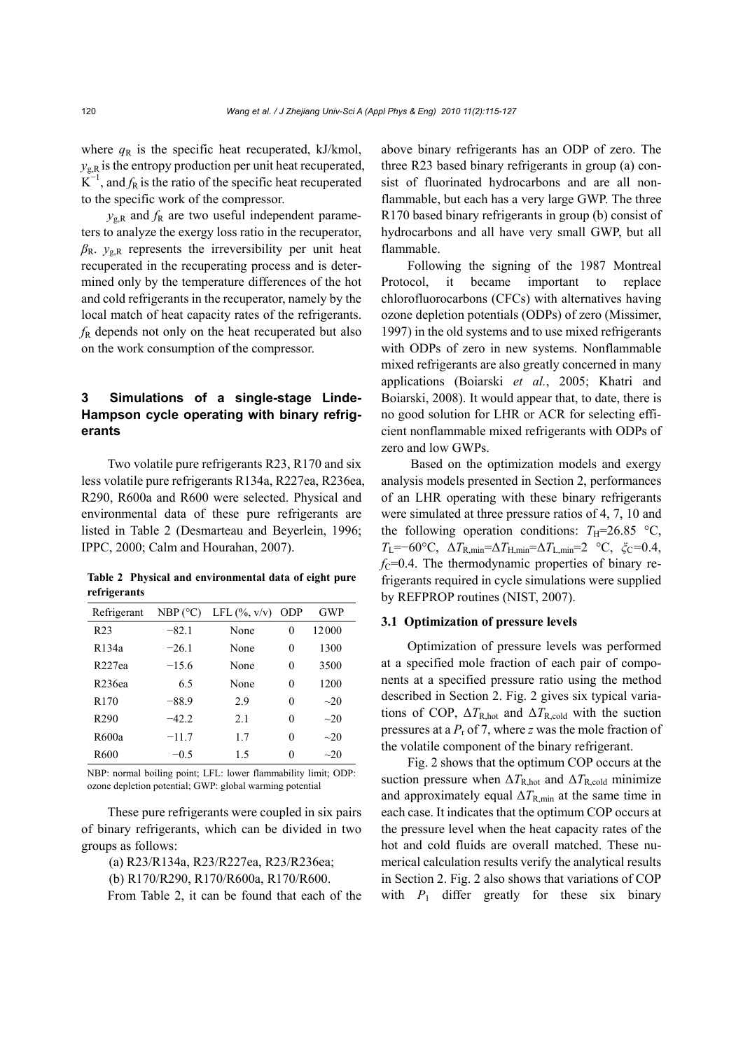where $q_R$ is the specific heat recuperated, kJ/kmol, $y_{g,R}$ is the entropy production per unit heat recuperated, $K^{-1}$, and $f_R$ is the ratio of the specific heat recuperated to the specific work of the compressor.

$y_{g,R}$ and $f_R$ are two useful independent parameters to analyze the exergy loss ratio in the recuperator, $\beta_R$. $y_{g,R}$ represents the irreversibility per unit heat recuperated in the recuperating process and is determined only by the temperature differences of the hot and cold refrigerants in the recuperator, namely by the local match of heat capacity rates of the refrigerants. $f_R$ depends not only on the heat recuperated but also on the work consumption of the compressor.

## 3 Simulations of a single-stage Linde-Hampson cycle operating with binary refrigerants

Two volatile pure refrigerants R23, R170 and six less volatile pure refrigerants R134a, R227ea, R236ea, R290, R600a and R600 were selected. Physical and environmental data of these pure refrigerants are listed in Table 2 (Desmarteau and Beyerlein, 1996; IPPC, 2000; Calm and Hourahan, 2007).

**Table 2 Physical and environmental data of eight pure refrigerants**

| Refrigerant | NBP (°C) | LFL (%, v/v) | ODP | GWP |
|---|---|---|---|---|
| R23 | −82.1 | None | 0 | 12000 |
| R134a | −26.1 | None | 0 | 1300 |
| R227ea | −15.6 | None | 0 | 3500 |
| R236ea | 6.5 | None | 0 | 1200 |
| R170 | −88.9 | 2.9 | 0 | ~20 |
| R290 | −42.2 | 2.1 | 0 | ~20 |
| R600a | −11.7 | 1.7 | 0 | ~20 |
| R600 | −0.5 | 1.5 | 0 | ~20 |

NBP: normal boiling point; LFL: lower flammability limit; ODP: ozone depletion potential; GWP: global warming potential

These pure refrigerants were coupled in six pairs of binary refrigerants, which can be divided in two groups as follows:

(a) R23/R134a, R23/R227ea, R23/R236ea;

(b) R170/R290, R170/R600a, R170/R600.

From Table 2, it can be found that each of the above binary refrigerants has an ODP of zero. The three R23 based binary refrigerants in group (a) consist of fluorinated hydrocarbons and are all nonflammable, but each has a very large GWP. The three R170 based binary refrigerants in group (b) consist of hydrocarbons and all have very small GWP, but all flammable.

Following the signing of the 1987 Montreal Protocol, it became important to replace chlorofluorocarbons (CFCs) with alternatives having ozone depletion potentials (ODPs) of zero (Missimer, 1997) in the old systems and to use mixed refrigerants with ODPs of zero in new systems. Nonflammable mixed refrigerants are also greatly concerned in many applications (Boiarski *et al.*, 2005; Khatri and Boiarski, 2008). It would appear that, to date, there is no good solution for LHR or ACR for selecting efficient nonflammable mixed refrigerants with ODPs of zero and low GWPs.

Based on the optimization models and exergy analysis models presented in Section 2, performances of an LHR operating with these binary refrigerants were simulated at three pressure ratios of 4, 7, 10 and the following operation conditions: $T_H$=26.85 °C, $T_L$=−60°C, $\Delta T_{R,min}$=$\Delta T_{H,min}$=$\Delta T_{L,min}$=2 °C, $\xi_C$=0.4, $f_C$=0.4. The thermodynamic properties of binary refrigerants required in cycle simulations were supplied by REFPROP routines (NIST, 2007).

### 3.1 Optimization of pressure levels

Optimization of pressure levels was performed at a specified mole fraction of each pair of components at a specified pressure ratio using the method described in Section 2. Fig. 2 gives six typical variations of COP, $\Delta T_{R,hot}$ and $\Delta T_{R,cold}$ with the suction pressures at a $P_r$ of 7, where $z$ was the mole fraction of the volatile component of the binary refrigerant.

Fig. 2 shows that the optimum COP occurs at the suction pressure when $\Delta T_{R,hot}$ and $\Delta T_{R,cold}$ minimize and approximately equal $\Delta T_{R,min}$ at the same time in each case. It indicates that the optimum COP occurs at the pressure level when the heat capacity rates of the hot and cold fluids are overall matched. These numerical calculation results verify the analytical results in Section 2. Fig. 2 also shows that variations of COP with $P_1$ differ greatly for these six binary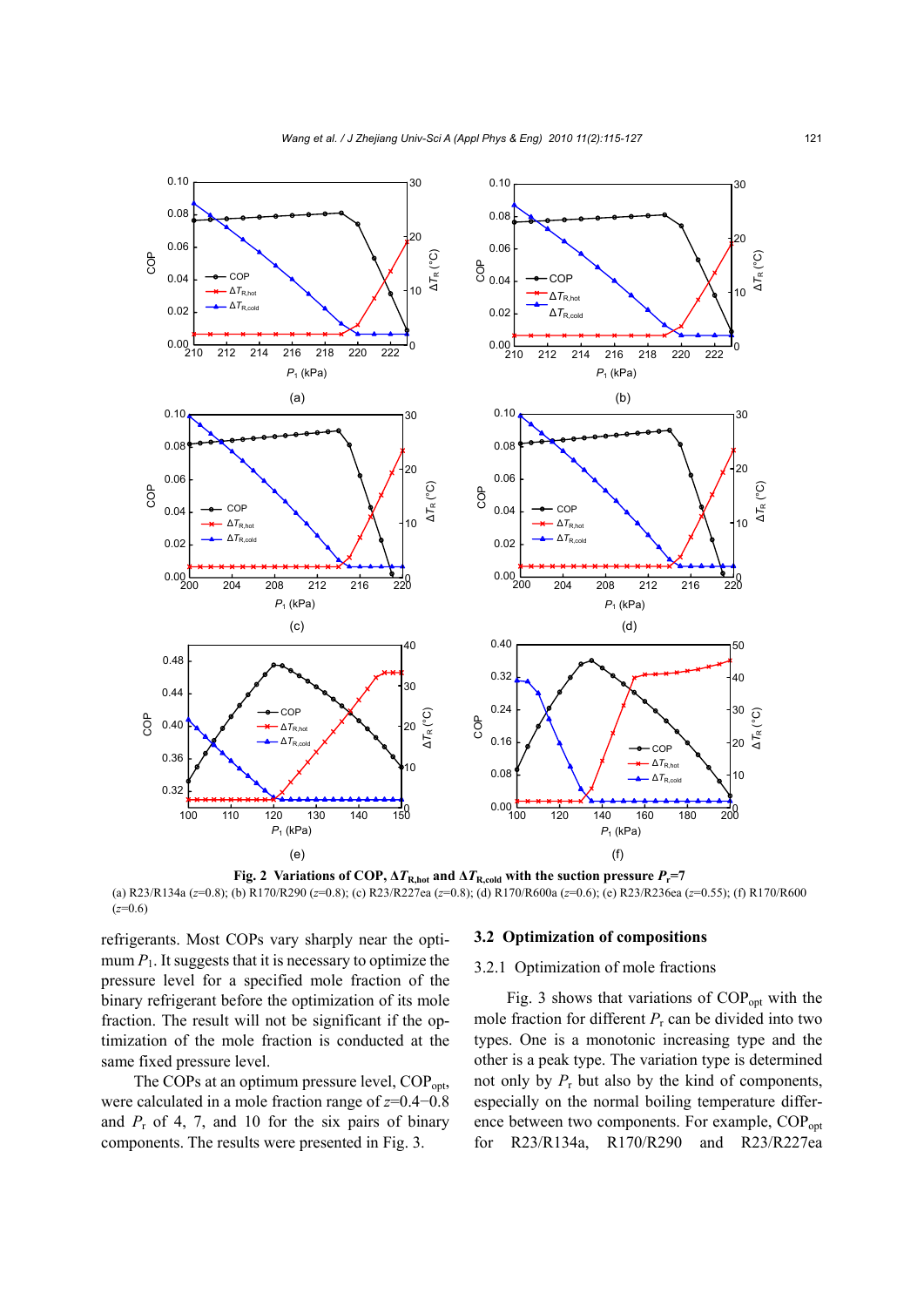**Fig. 2 Variations of COP, $\Delta T_{R,hot}$ and $\Delta T_{R,cold}$ with the suction pressure $P_r$=7**

(a) R23/R134a ($z$=0.8); (b) R170/R290 ($z$=0.8); (c) R23/R227ea ($z$=0.8); (d) R170/R600a ($z$=0.6); (e) R23/R236ea ($z$=0.55); (f) R170/R600 ($z$=0.6)

refrigerants. Most COPs vary sharply near the optimum $P_1$. It suggests that it is necessary to optimize the pressure level for a specified mole fraction of the binary refrigerant before the optimization of its mole fraction. The result will not be significant if the optimization of the mole fraction is conducted at the same fixed pressure level.

The COPs at an optimum pressure level, $COP_{opt}$, were calculated in a mole fraction range of $z$=0.4−0.8 and $P_r$ of 4, 7, and 10 for the six pairs of binary components. The results were presented in Fig. 3.

## 3.2 Optimization of compositions

### 3.2.1 Optimization of mole fractions

Fig. 3 shows that variations of $COP_{opt}$ with the mole fraction for different $P_r$ can be divided into two types. One is a monotonic increasing type and the other is a peak type. The variation type is determined not only by $P_r$ but also by the kind of components, especially on the normal boiling temperature difference between two components. For example, $COP_{opt}$ for R23/R134a, R170/R290 and R23/R227ea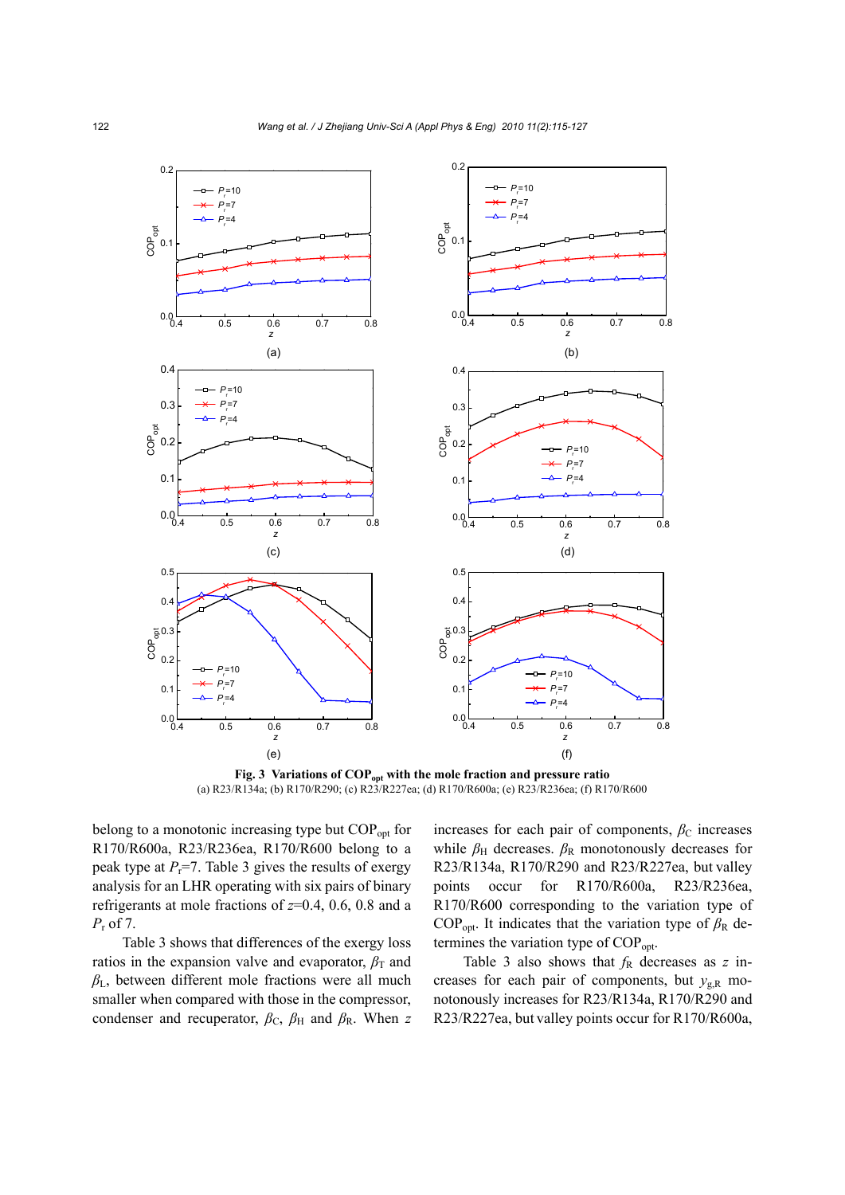**Fig. 3 Variations of $COP_{opt}$ with the mole fraction and pressure ratio**

(a) R23/R134a; (b) R170/R290; (c) R23/R227ea; (d) R170/R600a; (e) R23/R236ea; (f) R170/R600

belong to a monotonic increasing type but $COP_{opt}$ for R170/R600a, R23/R236ea, R170/R600 belong to a peak type at $P_r$=7. Table 3 gives the results of exergy analysis for an LHR operating with six pairs of binary refrigerants at mole fractions of $z$=0.4, 0.6, 0.8 and a $P_r$ of 7.

Table 3 shows that differences of the exergy loss ratios in the expansion valve and evaporator, $\beta_T$ and $\beta_L$, between different mole fractions were all much smaller when compared with those in the compressor, condenser and recuperator, $\beta_C$, $\beta_H$ and $\beta_R$. When $z$ increases for each pair of components, $\beta_C$ increases while $\beta_H$ decreases. $\beta_R$ monotonously decreases for R23/R134a, R170/R290 and R23/R227ea, but valley points occur for R170/R600a, R23/R236ea, R170/R600 corresponding to the variation type of $COP_{opt}$. It indicates that the variation type of $\beta_R$ determines the variation type of $COP_{opt}$.

Table 3 also shows that $f_R$ decreases as $z$ increases for each pair of components, but $y_{g,R}$ monotonously increases for R23/R134a, R170/R290 and R23/R227ea, but valley points occur for R170/R600a,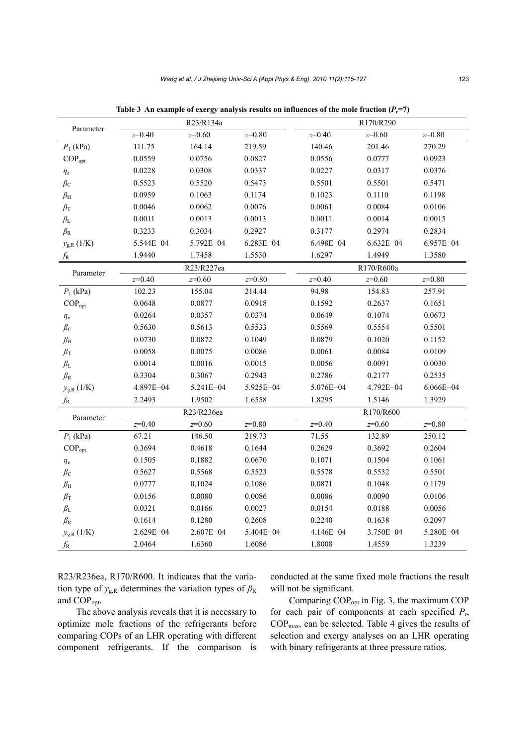**Table 3 An example of exergy analysis results on influences of the mole fraction ($P_r$=7)**

| Parameter | R23/R134a | | | R170/R290 | | |
|---|---|---|---|---|---|---|
| | $z$=0.40 | $z$=0.60 | $z$=0.80 | $z$=0.40 | $z$=0.60 | $z$=0.80 |
| $P_1$ (kPa) | 111.75 | 164.14 | 219.59 | 140.46 | 201.46 | 270.29 |
| $COP_{opt}$ | 0.0559 | 0.0756 | 0.0827 | 0.0556 | 0.0777 | 0.0923 |
| $\eta_e$ | 0.0228 | 0.0308 | 0.0337 | 0.0227 | 0.0317 | 0.0376 |
| $\beta_C$ | 0.5523 | 0.5520 | 0.5473 | 0.5501 | 0.5501 | 0.5471 |
| $\beta_H$ | 0.0959 | 0.1063 | 0.1174 | 0.1023 | 0.1110 | 0.1198 |
| $\beta_T$ | 0.0046 | 0.0062 | 0.0076 | 0.0061 | 0.0084 | 0.0106 |
| $\beta_L$ | 0.0011 | 0.0013 | 0.0013 | 0.0011 | 0.0014 | 0.0015 |
| $\beta_R$ | 0.3233 | 0.3034 | 0.2927 | 0.3177 | 0.2974 | 0.2834 |
| $y_{g,R}$ (1/K) | 5.544E−04 | 5.792E−04 | 6.283E−04 | 6.498E−04 | 6.632E−04 | 6.957E−04 |
| $f_R$ | 1.9440 | 1.7458 | 1.5530 | 1.6297 | 1.4949 | 1.3580 |
| **Parameter** | **R23/R227ea** | | | **R170/R600a** | | |
| | $z$=0.40 | $z$=0.60 | $z$=0.80 | $z$=0.40 | $z$=0.60 | $z$=0.80 |
| $P_1$ (kPa) | 102.23 | 155.04 | 214.44 | 94.98 | 154.83 | 257.91 |
| $COP_{opt}$ | 0.0648 | 0.0877 | 0.0918 | 0.1592 | 0.2637 | 0.1651 |
| $\eta_e$ | 0.0264 | 0.0357 | 0.0374 | 0.0649 | 0.1074 | 0.0673 |
| $\beta_C$ | 0.5630 | 0.5613 | 0.5533 | 0.5569 | 0.5554 | 0.5501 |
| $\beta_H$ | 0.0730 | 0.0872 | 0.1049 | 0.0879 | 0.1020 | 0.1152 |
| $\beta_T$ | 0.0058 | 0.0075 | 0.0086 | 0.0061 | 0.0084 | 0.0109 |
| $\beta_L$ | 0.0014 | 0.0016 | 0.0015 | 0.0056 | 0.0091 | 0.0030 |
| $\beta_R$ | 0.3304 | 0.3067 | 0.2943 | 0.2786 | 0.2177 | 0.2535 |
| $y_{g,R}$ (1/K) | 4.897E−04 | 5.241E−04 | 5.925E−04 | 5.076E−04 | 4.792E−04 | 6.066E−04 |
| $f_R$ | 2.2493 | 1.9502 | 1.6558 | 1.8295 | 1.5146 | 1.3929 |
| **Parameter** | **R23/R236ea** | | | **R170/R600** | | |
| | $z$=0.40 | $z$=0.60 | $z$=0.80 | $z$=0.40 | $z$=0.60 | $z$=0.80 |
| $P_1$ (kPa) | 67.21 | 146.50 | 219.73 | 71.55 | 132.89 | 250.12 |
| $COP_{opt}$ | 0.3694 | 0.4618 | 0.1644 | 0.2629 | 0.3692 | 0.2604 |
| $\eta_e$ | 0.1505 | 0.1882 | 0.0670 | 0.1071 | 0.1504 | 0.1061 |
| $\beta_C$ | 0.5627 | 0.5568 | 0.5523 | 0.5578 | 0.5532 | 0.5501 |
| $\beta_H$ | 0.0777 | 0.1024 | 0.1086 | 0.0871 | 0.1048 | 0.1179 |
| $\beta_T$ | 0.0156 | 0.0080 | 0.0086 | 0.0086 | 0.0090 | 0.0106 |
| $\beta_L$ | 0.0321 | 0.0166 | 0.0027 | 0.0154 | 0.0188 | 0.0056 |
| $\beta_R$ | 0.1614 | 0.1280 | 0.2608 | 0.2240 | 0.1638 | 0.2097 |
| $y_{g,R}$ (1/K) | 2.629E−04 | 2.607E−04 | 5.404E−04 | 4.146E−04 | 3.750E−04 | 5.280E−04 |
| $f_R$ | 2.0464 | 1.6360 | 1.6086 | 1.8008 | 1.4559 | 1.3239 |

R23/R236ea, R170/R600. It indicates that the variation type of $y_{g,R}$ determines the variation types of $\beta_R$ and $COP_{opt}$.

The above analysis reveals that it is necessary to optimize mole fractions of the refrigerants before comparing COPs of an LHR operating with different component refrigerants. If the comparison is conducted at the same fixed mole fractions the result will not be significant.

Comparing $COP_{opt}$ in Fig. 3, the maximum COP for each pair of components at each specified $P_r$, $COP_{max}$, can be selected. Table 4 gives the results of selection and exergy analyses on an LHR operating with binary refrigerants at three pressure ratios.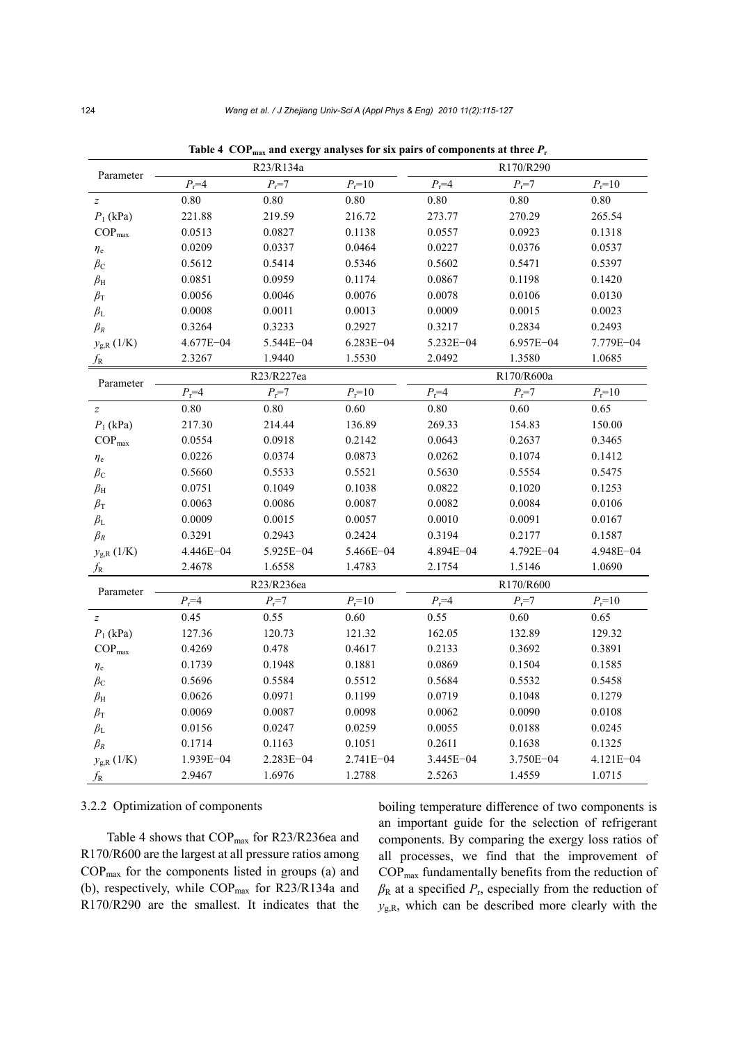**Table 4 $COP_{max}$ and exergy analyses for six pairs of components at three $P_r$**

| Parameter | R23/R134a | | | R170/R290 | | |
|---|---|---|---|---|---|---|
| | $P_r$=4 | $P_r$=7 | $P_r$=10 | $P_r$=4 | $P_r$=7 | $P_r$=10 |
| $z$ | 0.80 | 0.80 | 0.80 | 0.80 | 0.80 | 0.80 |
| $P_1$ (kPa) | 221.88 | 219.59 | 216.72 | 273.77 | 270.29 | 265.54 |
| $COP_{max}$ | 0.0513 | 0.0827 | 0.1138 | 0.0557 | 0.0923 | 0.1318 |
| $\eta_e$ | 0.0209 | 0.0337 | 0.0464 | 0.0227 | 0.0376 | 0.0537 |
| $\beta_C$ | 0.5612 | 0.5414 | 0.5346 | 0.5602 | 0.5471 | 0.5397 |
| $\beta_H$ | 0.0851 | 0.0959 | 0.1174 | 0.0867 | 0.1198 | 0.1420 |
| $\beta_T$ | 0.0056 | 0.0046 | 0.0076 | 0.0078 | 0.0106 | 0.0130 |
| $\beta_L$ | 0.0008 | 0.0011 | 0.0013 | 0.0009 | 0.0015 | 0.0023 |
| $\beta_R$ | 0.3264 | 0.3233 | 0.2927 | 0.3217 | 0.2834 | 0.2493 |
| $y_{g,R}$ (1/K) | 4.677E−04 | 5.544E−04 | 6.283E−04 | 5.232E−04 | 6.957E−04 | 7.779E−04 |
| $f_R$ | 2.3267 | 1.9440 | 1.5530 | 2.0492 | 1.3580 | 1.0685 |
| **Parameter** | **R23/R227ea** | | | **R170/R600a** | | |
| | $P_r$=4 | $P_r$=7 | $P_r$=10 | $P_r$=4 | $P_r$=7 | $P_r$=10 |
| $z$ | 0.80 | 0.80 | 0.60 | 0.80 | 0.60 | 0.65 |
| $P_1$ (kPa) | 217.30 | 214.44 | 136.89 | 269.33 | 154.83 | 150.00 |
| $COP_{max}$ | 0.0554 | 0.0918 | 0.2142 | 0.0643 | 0.2637 | 0.3465 |
| $\eta_e$ | 0.0226 | 0.0374 | 0.0873 | 0.0262 | 0.1074 | 0.1412 |
| $\beta_C$ | 0.5660 | 0.5533 | 0.5521 | 0.5630 | 0.5554 | 0.5475 |
| $\beta_H$ | 0.0751 | 0.1049 | 0.1038 | 0.0822 | 0.1020 | 0.1253 |
| $\beta_T$ | 0.0063 | 0.0086 | 0.0087 | 0.0082 | 0.0084 | 0.0106 |
| $\beta_L$ | 0.0009 | 0.0015 | 0.0057 | 0.0010 | 0.0091 | 0.0167 |
| $\beta_R$ | 0.3291 | 0.2943 | 0.2424 | 0.3194 | 0.2177 | 0.1587 |
| $y_{g,R}$ (1/K) | 4.446E−04 | 5.925E−04 | 5.466E−04 | 4.894E−04 | 4.792E−04 | 4.948E−04 |
| $f_R$ | 2.4678 | 1.6558 | 1.4783 | 2.1754 | 1.5146 | 1.0690 |
| **Parameter** | **R23/R236ea** | | | **R170/R600** | | |
| | $P_r$=4 | $P_r$=7 | $P_r$=10 | $P_r$=4 | $P_r$=7 | $P_r$=10 |
| $z$ | 0.45 | 0.55 | 0.60 | 0.55 | 0.60 | 0.65 |
| $P_1$ (kPa) | 127.36 | 120.73 | 121.32 | 162.05 | 132.89 | 129.32 |
| $COP_{max}$ | 0.4269 | 0.478 | 0.4617 | 0.2133 | 0.3692 | 0.3891 |
| $\eta_e$ | 0.1739 | 0.1948 | 0.1881 | 0.0869 | 0.1504 | 0.1585 |
| $\beta_C$ | 0.5696 | 0.5584 | 0.5512 | 0.5684 | 0.5532 | 0.5458 |
| $\beta_H$ | 0.0626 | 0.0971 | 0.1199 | 0.0719 | 0.1048 | 0.1279 |
| $\beta_T$ | 0.0069 | 0.0087 | 0.0098 | 0.0062 | 0.0090 | 0.0108 |
| $\beta_L$ | 0.0156 | 0.0247 | 0.0259 | 0.0055 | 0.0188 | 0.0245 |
| $\beta_R$ | 0.1714 | 0.1163 | 0.1051 | 0.2611 | 0.1638 | 0.1325 |
| $y_{g,R}$ (1/K) | 1.939E−04 | 2.283E−04 | 2.741E−04 | 3.445E−04 | 3.750E−04 | 4.121E−04 |
| $f_R$ | 2.9467 | 1.6976 | 1.2788 | 2.5263 | 1.4559 | 1.0715 |

### 3.2.2 Optimization of components

Table 4 shows that $COP_{max}$ for R23/R236ea and R170/R600 are the largest at all pressure ratios among $COP_{max}$ for the components listed in groups (a) and (b), respectively, while $COP_{max}$ for R23/R134a and R170/R290 are the smallest. It indicates that the boiling temperature difference of two components is an important guide for the selection of refrigerant components. By comparing the exergy loss ratios of all processes, we find that the improvement of $COP_{max}$ fundamentally benefits from the reduction of $\beta_R$ at a specified $P_r$, especially from the reduction of $y_{g,R}$, which can be described more clearly with the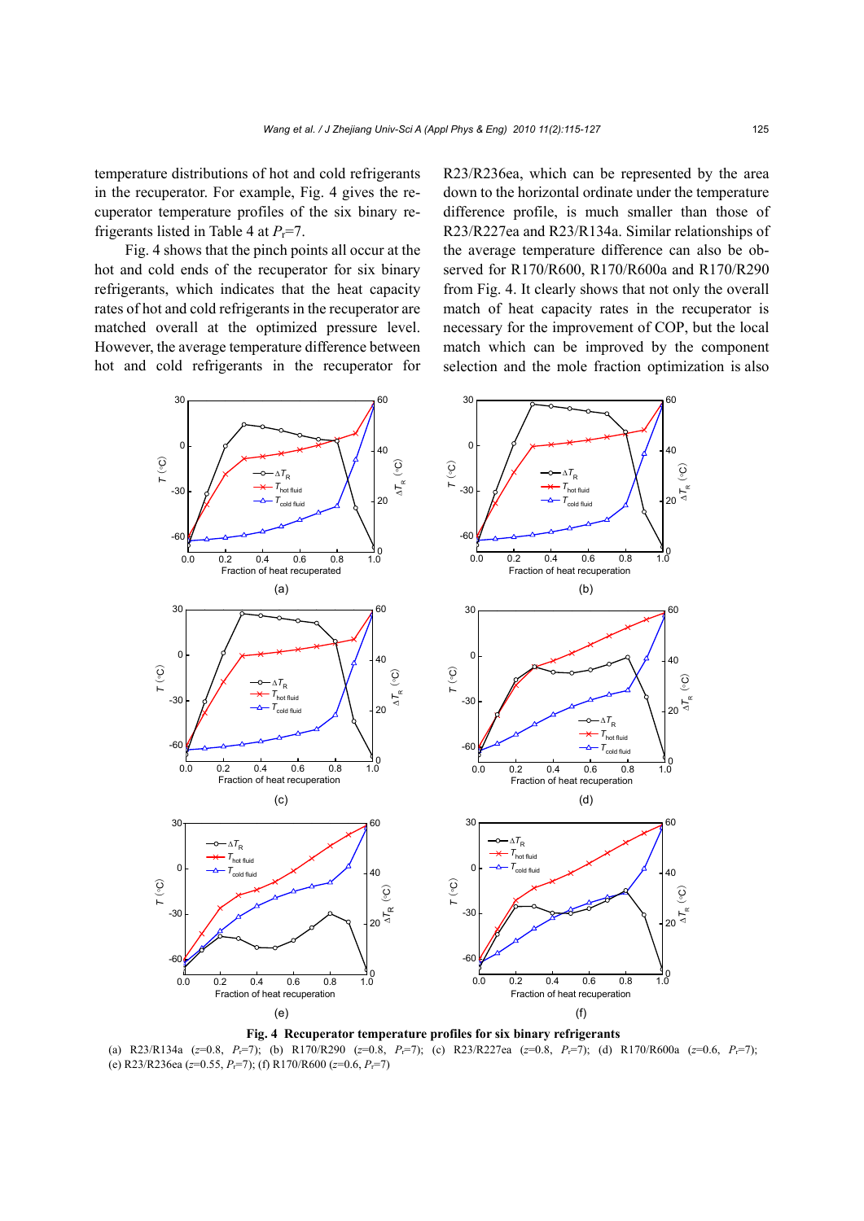temperature distributions of hot and cold refrigerants in the recuperator. For example, Fig. 4 gives the recuperator temperature profiles of the six binary refrigerants listed in Table 4 at $P_r$=7.

Fig. 4 shows that the pinch points all occur at the hot and cold ends of the recuperator for six binary refrigerants, which indicates that the heat capacity rates of hot and cold refrigerants in the recuperator are matched overall at the optimized pressure level. However, the average temperature difference between hot and cold refrigerants in the recuperator for R23/R236ea, which can be represented by the area down to the horizontal ordinate under the temperature difference profile, is much smaller than those of R23/R227ea and R23/R134a. Similar relationships of the average temperature difference can also be observed for R170/R600, R170/R600a and R170/R290 from Fig. 4. It clearly shows that not only the overall match of heat capacity rates in the recuperator is necessary for the improvement of COP, but the local match which can be improved by the component selection and the mole fraction optimization is also

**Fig. 4 Recuperator temperature profiles for six binary refrigerants**

(a) R23/R134a ($z$=0.8, $P_r$=7); (b) R170/R290 ($z$=0.8, $P_r$=7); (c) R23/R227ea ($z$=0.8, $P_r$=7); (d) R170/R600a ($z$=0.6, $P_r$=7); (e) R23/R236ea ($z$=0.55, $P_r$=7); (f) R170/R600 ($z$=0.6, $P_r$=7)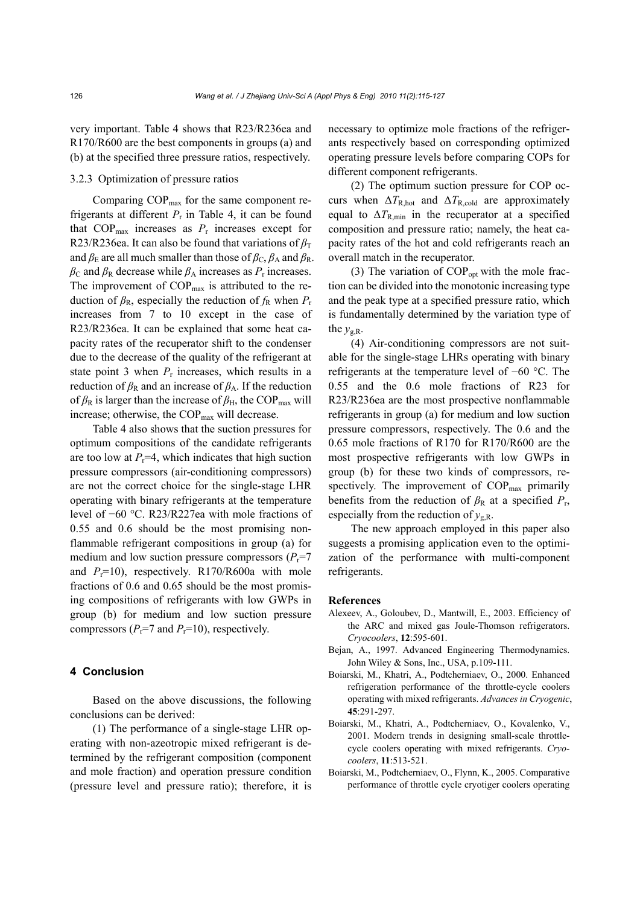very important. Table 4 shows that R23/R236ea and R170/R600 are the best components in groups (a) and (b) at the specified three pressure ratios, respectively.

### 3.2.3 Optimization of pressure ratios

Comparing $COP_{max}$ for the same component refrigerants at different $P_r$ in Table 4, it can be found that $COP_{max}$ increases as $P_r$ increases except for R23/R236ea. It can also be found that variations of $\beta_T$ and $\beta_E$ are all much smaller than those of $\beta_C$, $\beta_A$ and $\beta_R$. $\beta_C$ and $\beta_R$ decrease while $\beta_A$ increases as $P_r$ increases. The improvement of $COP_{max}$ is attributed to the reduction of $\beta_R$, especially the reduction of $f_R$ when $P_r$ increases from 7 to 10 except in the case of R23/R236ea. It can be explained that some heat capacity rates of the recuperator shift to the condenser due to the decrease of the quality of the refrigerant at state point 3 when $P_r$ increases, which results in a reduction of $\beta_R$ and an increase of $\beta_A$. If the reduction of $\beta_R$ is larger than the increase of $\beta_H$, the $COP_{max}$ will increase; otherwise, the $COP_{max}$ will decrease.

Table 4 also shows that the suction pressures for optimum compositions of the candidate refrigerants are too low at $P_r$=4, which indicates that high suction pressure compressors (air-conditioning compressors) are not the correct choice for the single-stage LHR operating with binary refrigerants at the temperature level of −60 °C. R23/R227ea with mole fractions of 0.55 and 0.6 should be the most promising nonflammable refrigerant compositions in group (a) for medium and low suction pressure compressors ($P_r$=7 and $P_r$=10), respectively. R170/R600a with mole fractions of 0.6 and 0.65 should be the most promising compositions of refrigerants with low GWPs in group (b) for medium and low suction pressure compressors ($P_r$=7 and $P_r$=10), respectively.

## 4 Conclusion

Based on the above discussions, the following conclusions can be derived:

(1) The performance of a single-stage LHR operating with non-azeotropic mixed refrigerant is determined by the refrigerant composition (component and mole fraction) and operation pressure condition (pressure level and pressure ratio); therefore, it is necessary to optimize mole fractions of the refrigerants respectively based on corresponding optimized operating pressure levels before comparing COPs for different component refrigerants.

(2) The optimum suction pressure for COP occurs when $\Delta T_{R,hot}$ and $\Delta T_{R,cold}$ are approximately equal to $\Delta T_{R,min}$ in the recuperator at a specified composition and pressure ratio; namely, the heat capacity rates of the hot and cold refrigerants reach an overall match in the recuperator.

(3) The variation of $COP_{opt}$ with the mole fraction can be divided into the monotonic increasing type and the peak type at a specified pressure ratio, which is fundamentally determined by the variation type of the $y_{g,R}$.

(4) Air-conditioning compressors are not suitable for the single-stage LHRs operating with binary refrigerants at the temperature level of −60 °C. The 0.55 and the 0.6 mole fractions of R23 for R23/R236ea are the most prospective nonflammable refrigerants in group (a) for medium and low suction pressure compressors, respectively. The 0.6 and the 0.65 mole fractions of R170 for R170/R600 are the most prospective refrigerants with low GWPs in group (b) for these two kinds of compressors, respectively. The improvement of $COP_{max}$ primarily benefits from the reduction of $\beta_R$ at a specified $P_r$, especially from the reduction of $y_{g,R}$.

The new approach employed in this paper also suggests a promising application even to the optimization of the performance with multi-component refrigerants.

## References

Alexeev, A., Goloubev, D., Mantwill, E., 2003. Efficiency of the ARC and mixed gas Joule-Thomson refrigerators. *Cryocoolers*, **12**:595-601.

Bejan, A., 1997. Advanced Engineering Thermodynamics. John Wiley & Sons, Inc., USA, p.109-111.

Boiarski, M., Khatri, A., Podtcherniaev, O., 2000. Enhanced refrigeration performance of the throttle-cycle coolers operating with mixed refrigerants. *Advances in Cryogenic*, **45**:291-297.

Boiarski, M., Khatri, A., Podtcherniaev, O., Kovalenko, V., 2001. Modern trends in designing small-scale throttle-cycle coolers operating with mixed refrigerants. *Cryocoolers*, **11**:513-521.

Boiarski, M., Podtcherniaev, O., Flynn, K., 2005. Comparative performance of throttle cycle cryotiger coolers operating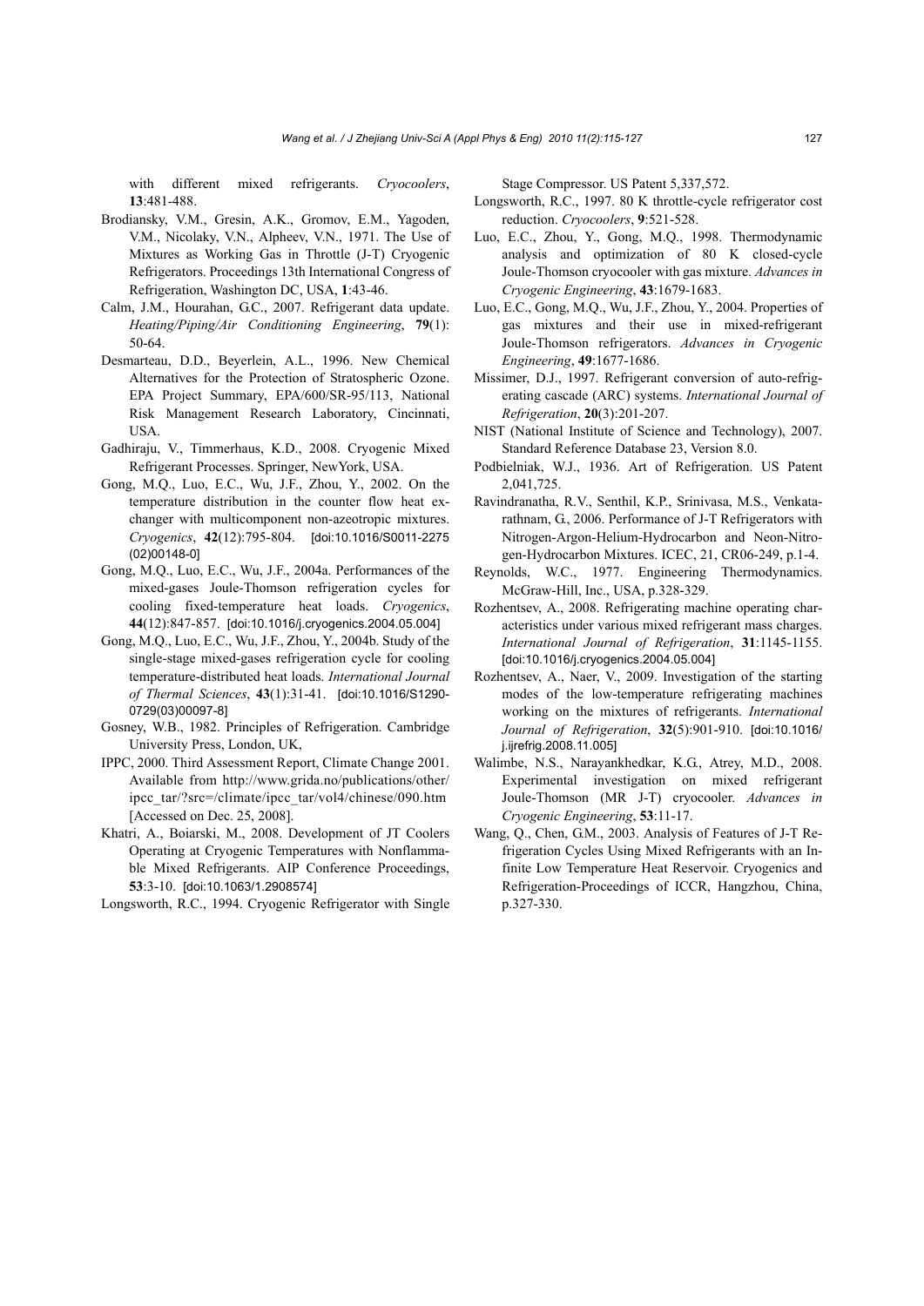with different mixed refrigerants. *Cryocoolers*, **13**:481-488.

Brodiansky, V.M., Gresin, A.K., Gromov, E.M., Yagoden, V.M., Nicolaky, V.N., Alpheev, V.N., 1971. The Use of Mixtures as Working Gas in Throttle (J-T) Cryogenic Refrigerators. Proceedings 13th International Congress of Refrigeration, Washington DC, USA, **1**:43-46.

Calm, J.M., Hourahan, G.C., 2007. Refrigerant data update. *Heating/Piping/Air Conditioning Engineering*, **79**(1): 50-64.

Desmarteau, D.D., Beyerlein, A.L., 1996. New Chemical Alternatives for the Protection of Stratospheric Ozone. EPA Project Summary, EPA/600/SR-95/113, National Risk Management Research Laboratory, Cincinnati, USA.

Gadhiraju, V., Timmerhaus, K.D., 2008. Cryogenic Mixed Refrigerant Processes. Springer, NewYork, USA.

Gong, M.Q., Luo, E.C., Wu, J.F., Zhou, Y., 2002. On the temperature distribution in the counter flow heat exchanger with multicomponent non-azeotropic mixtures. *Cryogenics*, **42**(12):795-804. [doi:10.1016/S0011-2275(02)00148-0]

Gong, M.Q., Luo, E.C., Wu, J.F., 2004a. Performances of the mixed-gases Joule-Thomson refrigeration cycles for cooling fixed-temperature heat loads. *Cryogenics*, **44**(12):847-857. [doi:10.1016/j.cryogenics.2004.05.004]

Gong, M.Q., Luo, E.C., Wu, J.F., Zhou, Y., 2004b. Study of the single-stage mixed-gases refrigeration cycle for cooling temperature-distributed heat loads. *International Journal of Thermal Sciences*, **43**(1):31-41. [doi:10.1016/S1290-0729(03)00097-8]

Gosney, W.B., 1982. Principles of Refrigeration. Cambridge University Press, London, UK,

IPPC, 2000. Third Assessment Report, Climate Change 2001. Available from http://www.grida.no/publications/other/ipcc_tar/?src=/climate/ipcc_tar/vol4/chinese/090.htm [Accessed on Dec. 25, 2008].

Khatri, A., Boiarski, M., 2008. Development of JT Coolers Operating at Cryogenic Temperatures with Nonflammable Mixed Refrigerants. AIP Conference Proceedings, **53**:3-10. [doi:10.1063/1.2908574]

Longsworth, R.C., 1994. Cryogenic Refrigerator with Single Stage Compressor. US Patent 5,337,572.

Longsworth, R.C., 1997. 80 K throttle-cycle refrigerator cost reduction. *Cryocoolers*, **9**:521-528.

Luo, E.C., Zhou, Y., Gong, M.Q., 1998. Thermodynamic analysis and optimization of 80 K closed-cycle Joule-Thomson cryocooler with gas mixture. *Advances in Cryogenic Engineering*, **43**:1679-1683.

Luo, E.C., Gong, M.Q., Wu, J.F., Zhou, Y., 2004. Properties of gas mixtures and their use in mixed-refrigerant Joule-Thomson refrigerators. *Advances in Cryogenic Engineering*, **49**:1677-1686.

Missimer, D.J., 1997. Refrigerant conversion of auto-refrigerating cascade (ARC) systems. *International Journal of Refrigeration*, **20**(3):201-207.

NIST (National Institute of Science and Technology), 2007. Standard Reference Database 23, Version 8.0.

Podbielniak, W.J., 1936. Art of Refrigeration. US Patent 2,041,725.

Ravindranatha, R.V., Senthil, K.P., Srinivasa, M.S., Venkatarathnam, G., 2006. Performance of J-T Refrigerators with Nitrogen-Argon-Helium-Hydrocarbon and Neon-Nitrogen-Hydrocarbon Mixtures. ICEC, 21, CR06-249, p.1-4.

Reynolds, W.C., 1977. Engineering Thermodynamics. McGraw-Hill, Inc., USA, p.328-329.

Rozhentsev, A., 2008. Refrigerating machine operating characteristics under various mixed refrigerant mass charges. *International Journal of Refrigeration*, **31**:1145-1155. [doi:10.1016/j.cryogenics.2004.05.004]

Rozhentsev, A., Naer, V., 2009. Investigation of the starting modes of the low-temperature refrigerating machines working on the mixtures of refrigerants. *International Journal of Refrigeration*, **32**(5):901-910. [doi:10.1016/j.ijrefrig.2008.11.005]

Walimbe, N.S., Narayankhedkar, K.G., Atrey, M.D., 2008. Experimental investigation on mixed refrigerant Joule-Thomson (MR J-T) cryocooler. *Advances in Cryogenic Engineering*, **53**:11-17.

Wang, Q., Chen, G.M., 2003. Analysis of Features of J-T Refrigeration Cycles Using Mixed Refrigerants with an Infinite Low Temperature Heat Reservoir. Cryogenics and Refrigeration-Proceedings of ICCR, Hangzhou, China, p.327-330.